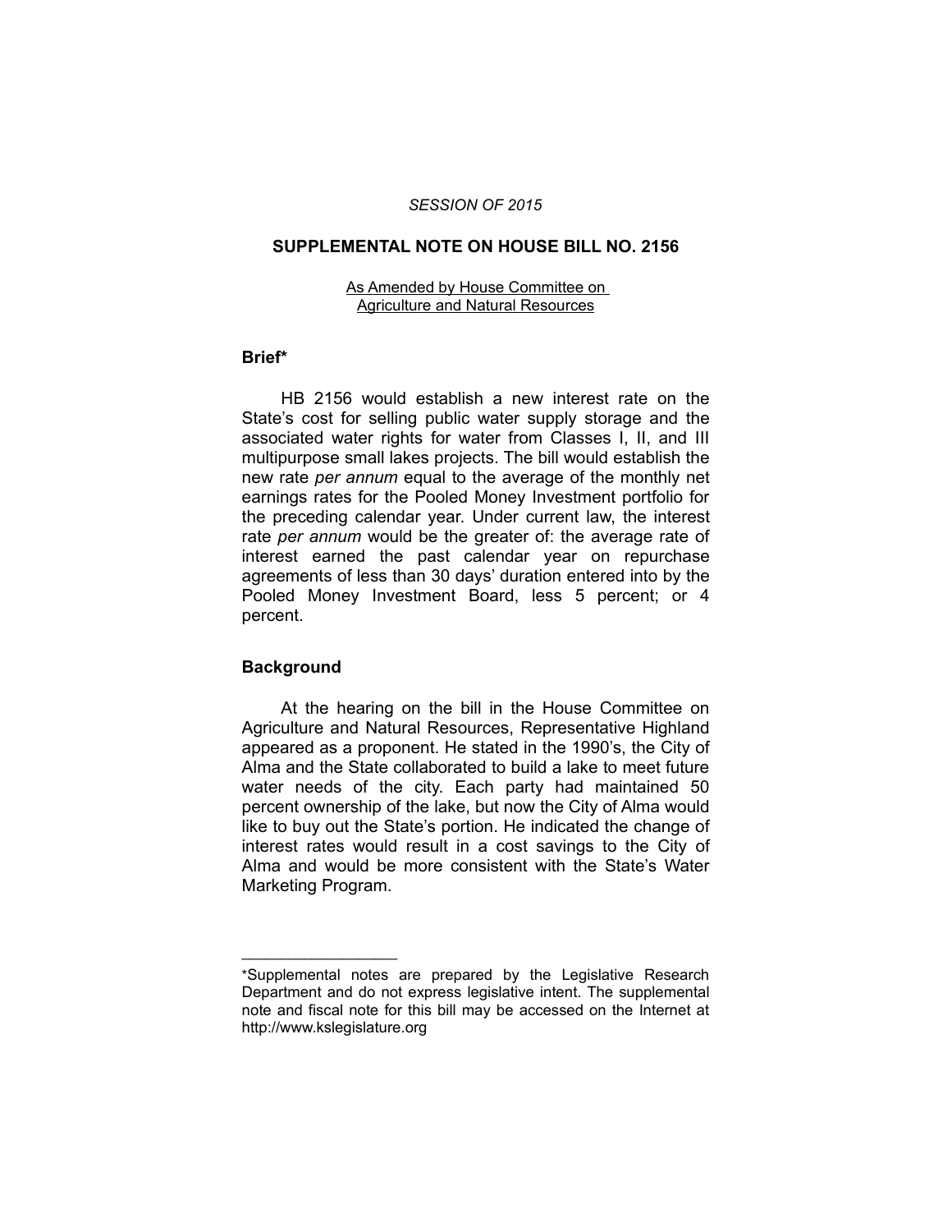*SESSION OF 2015*

## SUPPLEMENTAL NOTE ON HOUSE BILL NO. 2156

As Amended by House Committee on Agriculture and Natural Resources

### Brief*

HB 2156 would establish a new interest rate on the State's cost for selling public water supply storage and the associated water rights for water from Classes I, II, and III multipurpose small lakes projects. The bill would establish the new rate *per annum* equal to the average of the monthly net earnings rates for the Pooled Money Investment portfolio for the preceding calendar year. Under current law, the interest rate *per annum* would be the greater of: the average rate of interest earned the past calendar year on repurchase agreements of less than 30 days' duration entered into by the Pooled Money Investment Board, less 5 percent; or 4 percent.

### Background

At the hearing on the bill in the House Committee on Agriculture and Natural Resources, Representative Highland appeared as a proponent. He stated in the 1990's, the City of Alma and the State collaborated to build a lake to meet future water needs of the city. Each party had maintained 50 percent ownership of the lake, but now the City of Alma would like to buy out the State's portion. He indicated the change of interest rates would result in a cost savings to the City of Alma and would be more consistent with the State's Water Marketing Program.

---

*Supplemental notes are prepared by the Legislative Research Department and do not express legislative intent. The supplemental note and fiscal note for this bill may be accessed on the Internet at http://www.kslegislature.org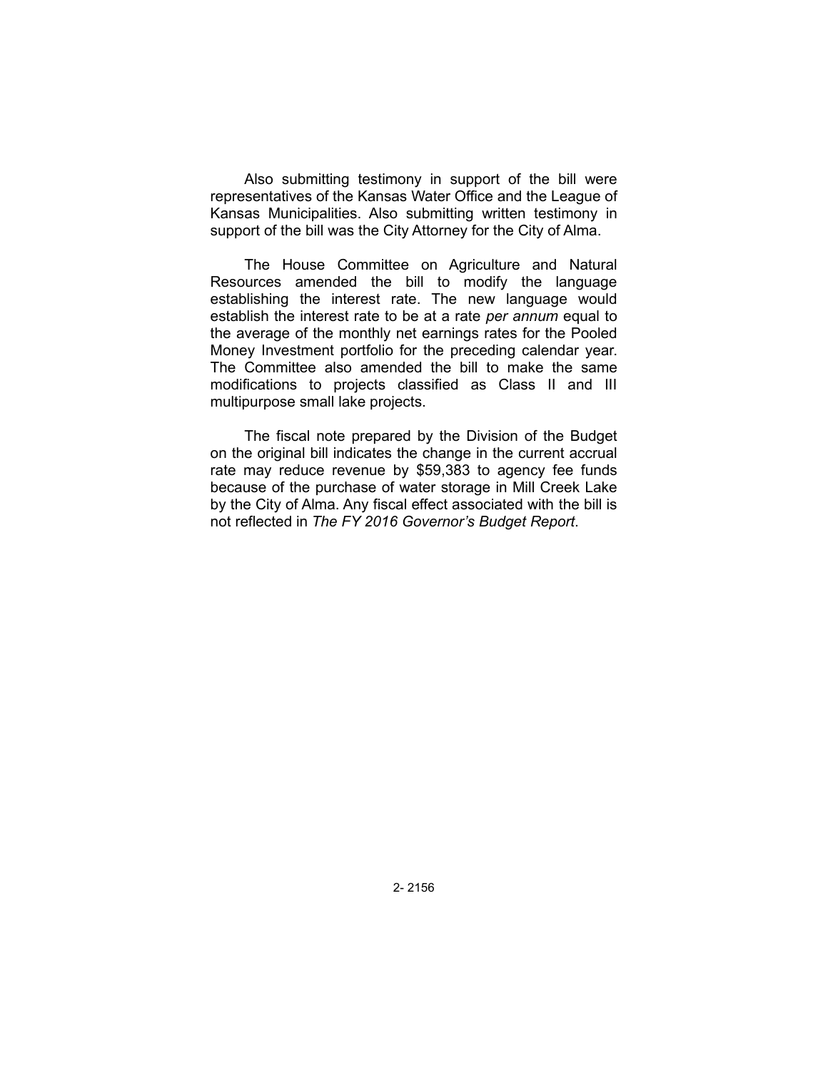Also submitting testimony in support of the bill were representatives of the Kansas Water Office and the League of Kansas Municipalities. Also submitting written testimony in support of the bill was the City Attorney for the City of Alma.

The House Committee on Agriculture and Natural Resources amended the bill to modify the language establishing the interest rate. The new language would establish the interest rate to be at a rate *per annum* equal to the average of the monthly net earnings rates for the Pooled Money Investment portfolio for the preceding calendar year. The Committee also amended the bill to make the same modifications to projects classified as Class II and III multipurpose small lake projects.

The fiscal note prepared by the Division of the Budget on the original bill indicates the change in the current accrual rate may reduce revenue by $59,383 to agency fee funds because of the purchase of water storage in Mill Creek Lake by the City of Alma. Any fiscal effect associated with the bill is not reflected in *The FY 2016 Governor's Budget Report*.